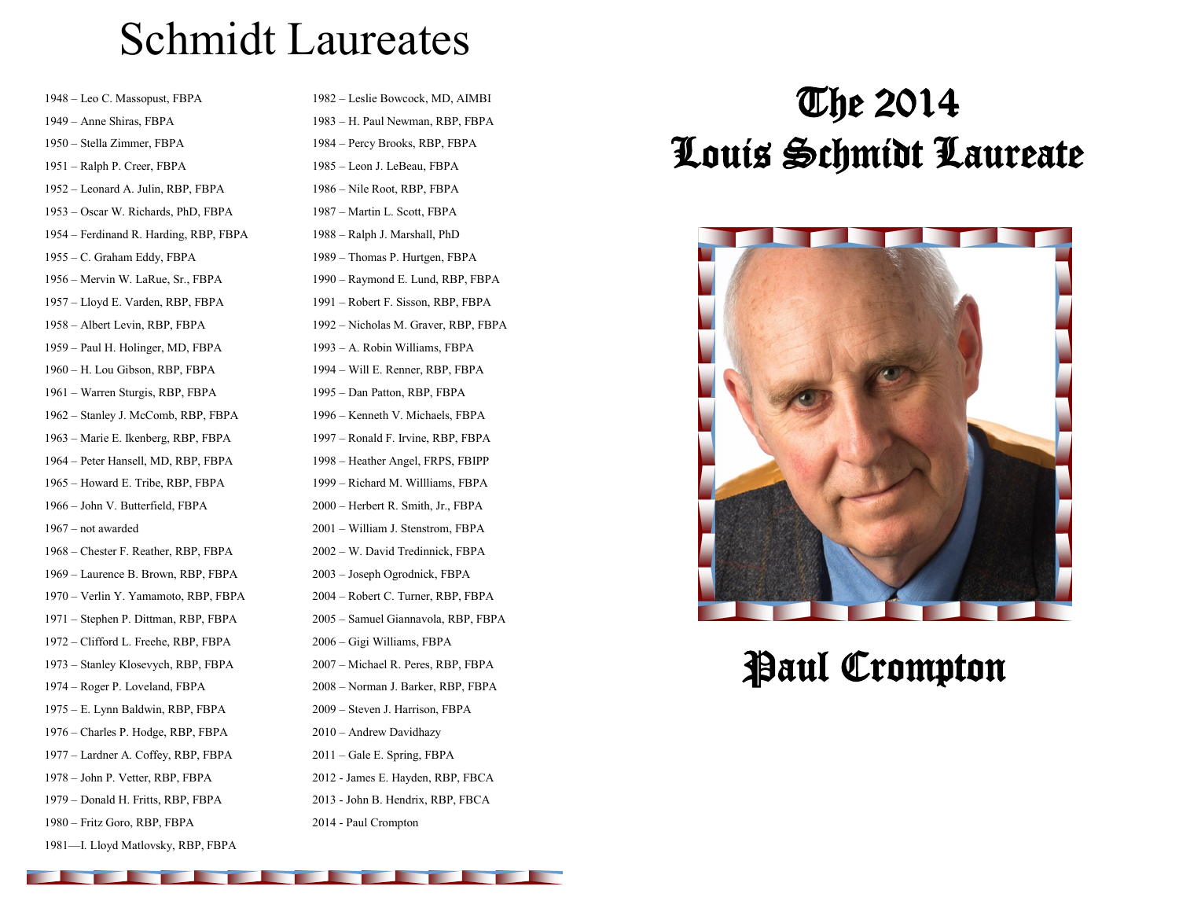# Schmidt Laureates

1948 – Leo C. Massopust, FBPA
1949 – Anne Shiras, FBPA
1950 – Stella Zimmer, FBPA
1951 – Ralph P. Creer, FBPA
1952 – Leonard A. Julin, RBP, FBPA
1953 – Oscar W. Richards, PhD, FBPA
1954 – Ferdinand R. Harding, RBP, FBPA
1955 – C. Graham Eddy, FBPA
1956 – Mervin W. LaRue, Sr., FBPA
1957 – Lloyd E. Varden, RBP, FBPA
1958 – Albert Levin, RBP, FBPA
1959 – Paul H. Holinger, MD, FBPA
1960 – H. Lou Gibson, RBP, FBPA
1961 – Warren Sturgis, RBP, FBPA
1962 – Stanley J. McComb, RBP, FBPA
1963 – Marie E. Ikenberg, RBP, FBPA
1964 – Peter Hansell, MD, RBP, FBPA
1965 – Howard E. Tribe, RBP, FBPA
1966 – John V. Butterfield, FBPA
1967 – not awarded
1968 – Chester F. Reather, RBP, FBPA
1969 – Laurence B. Brown, RBP, FBPA
1970 – Verlin Y. Yamamoto, RBP, FBPA
1971 – Stephen P. Dittman, RBP, FBPA
1972 – Clifford L. Freehe, RBP, FBPA
1973 – Stanley Klosevych, RBP, FBPA
1974 – Roger P. Loveland, FBPA
1975 – E. Lynn Baldwin, RBP, FBPA
1976 – Charles P. Hodge, RBP, FBPA
1977 – Lardner A. Coffey, RBP, FBPA
1978 – John P. Vetter, RBP, FBPA
1979 – Donald H. Fritts, RBP, FBPA
1980 – Fritz Goro, RBP, FBPA
1981—I. Lloyd Matlovsky, RBP, FBPA
1982 – Leslie Bowcock, MD, AIMBI
1983 – H. Paul Newman, RBP, FBPA
1984 – Percy Brooks, RBP, FBPA
1985 – Leon J. LeBeau, FBPA
1986 – Nile Root, RBP, FBPA
1987 – Martin L. Scott, FBPA
1988 – Ralph J. Marshall, PhD
1989 – Thomas P. Hurtgen, FBPA
1990 – Raymond E. Lund, RBP, FBPA
1991 – Robert F. Sisson, RBP, FBPA
1992 – Nicholas M. Graver, RBP, FBPA
1993 – A. Robin Williams, FBPA
1994 – Will E. Renner, RBP, FBPA
1995 – Dan Patton, RBP, FBPA
1996 – Kenneth V. Michaels, FBPA
1997 – Ronald F. Irvine, RBP, FBPA
1998 – Heather Angel, FRPS, FBIPP
1999 – Richard M. Willliams, FBPA
2000 – Herbert R. Smith, Jr., FBPA
2001 – William J. Stenstrom, FBPA
2002 – W. David Tredinnick, FBPA
2003 – Joseph Ogrodnick, FBPA
2004 – Robert C. Turner, RBP, FBPA
2005 – Samuel Giannavola, RBP, FBPA
2006 – Gigi Williams, FBPA
2007 – Michael R. Peres, RBP, FBPA
2008 – Norman J. Barker, RBP, FBPA
2009 – Steven J. Harrison, FBPA
2010 – Andrew Davidhazy
2011 – Gale E. Spring, FBPA
2012 - James E. Hayden, RBP, FBCA
2013 - John B. Hendrix, RBP, FBCA
2014 - Paul Crompton

# The 2014 Louis Schmidt Laureate

## Paul Crompton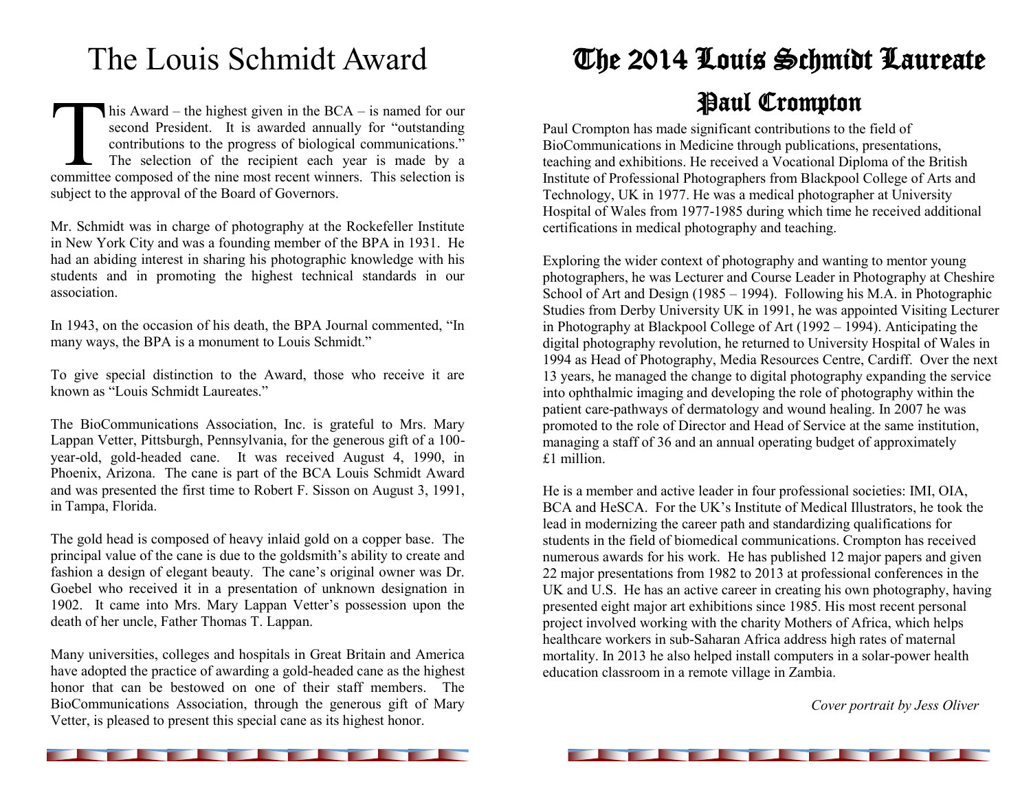# The Louis Schmidt Award

This Award – the highest given in the BCA – is named for our second President. It is awarded annually for "outstanding contributions to the progress of biological communications." The selection of the recipient each year is made by a committee composed of the nine most recent winners. This selection is subject to the approval of the Board of Governors.

Mr. Schmidt was in charge of photography at the Rockefeller Institute in New York City and was a founding member of the BPA in 1931. He had an abiding interest in sharing his photographic knowledge with his students and in promoting the highest technical standards in our association.

In 1943, on the occasion of his death, the BPA Journal commented, "In many ways, the BPA is a monument to Louis Schmidt."

To give special distinction to the Award, those who receive it are known as "Louis Schmidt Laureates."

The BioCommunications Association, Inc. is grateful to Mrs. Mary Lappan Vetter, Pittsburgh, Pennsylvania, for the generous gift of a 100-year-old, gold-headed cane. It was received August 4, 1990, in Phoenix, Arizona. The cane is part of the BCA Louis Schmidt Award and was presented the first time to Robert F. Sisson on August 3, 1991, in Tampa, Florida.

The gold head is composed of heavy inlaid gold on a copper base. The principal value of the cane is due to the goldsmith's ability to create and fashion a design of elegant beauty. The cane's original owner was Dr. Goebel who received it in a presentation of unknown designation in 1902. It came into Mrs. Mary Lappan Vetter's possession upon the death of her uncle, Father Thomas T. Lappan.

Many universities, colleges and hospitals in Great Britain and America have adopted the practice of awarding a gold-headed cane as the highest honor that can be bestowed on one of their staff members. The BioCommunications Association, through the generous gift of Mary Vetter, is pleased to present this special cane as its highest honor.

# The 2014 Louis Schmidt Laureate

## Paul Crompton

Paul Crompton has made significant contributions to the field of BioCommunications in Medicine through publications, presentations, teaching and exhibitions. He received a Vocational Diploma of the British Institute of Professional Photographers from Blackpool College of Arts and Technology, UK in 1977. He was a medical photographer at University Hospital of Wales from 1977-1985 during which time he received additional certifications in medical photography and teaching.

Exploring the wider context of photography and wanting to mentor young photographers, he was Lecturer and Course Leader in Photography at Cheshire School of Art and Design (1985 – 1994). Following his M.A. in Photographic Studies from Derby University UK in 1991, he was appointed Visiting Lecturer in Photography at Blackpool College of Art (1992 – 1994). Anticipating the digital photography revolution, he returned to University Hospital of Wales in 1994 as Head of Photography, Media Resources Centre, Cardiff. Over the next 13 years, he managed the change to digital photography expanding the service into ophthalmic imaging and developing the role of photography within the patient care-pathways of dermatology and wound healing. In 2007 he was promoted to the role of Director and Head of Service at the same institution, managing a staff of 36 and an annual operating budget of approximately £1 million.

He is a member and active leader in four professional societies: IMI, OIA, BCA and HeSCA. For the UK's Institute of Medical Illustrators, he took the lead in modernizing the career path and standardizing qualifications for students in the field of biomedical communications. Crompton has received numerous awards for his work. He has published 12 major papers and given 22 major presentations from 1982 to 2013 at professional conferences in the UK and U.S. He has an active career in creating his own photography, having presented eight major art exhibitions since 1985. His most recent personal project involved working with the charity Mothers of Africa, which helps healthcare workers in sub-Saharan Africa address high rates of maternal mortality. In 2013 he also helped install computers in a solar-power health education classroom in a remote village in Zambia.

*Cover portrait by Jess Oliver*